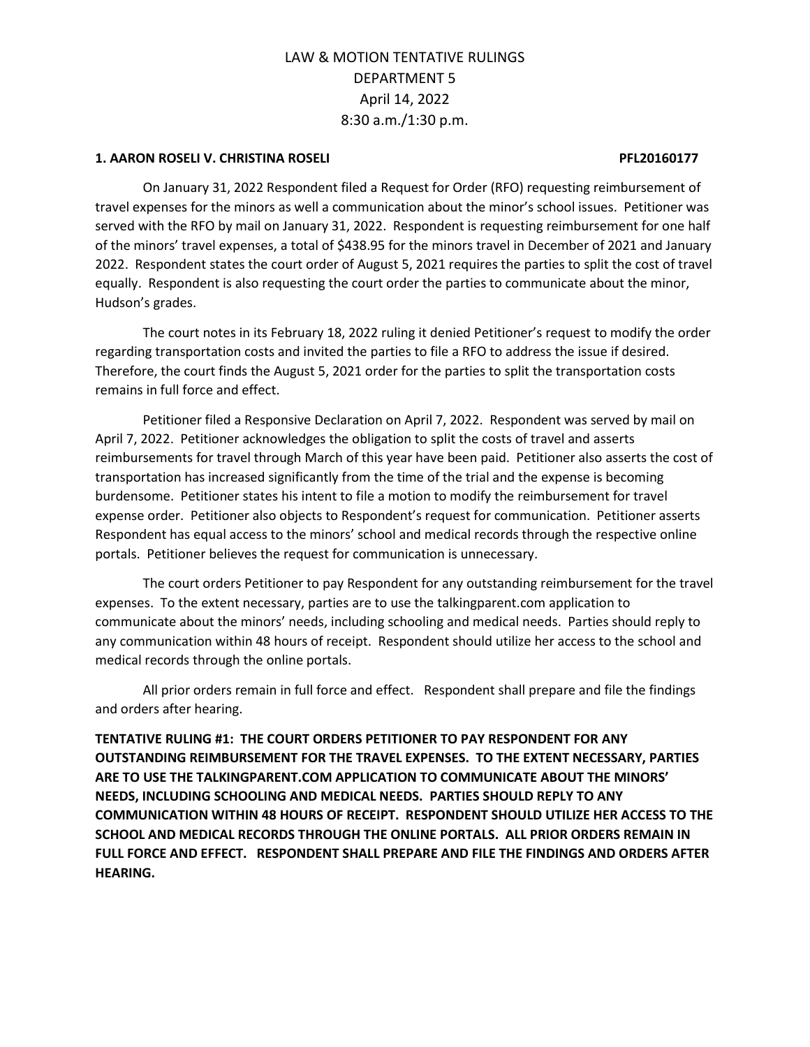# LAW & MOTION TENTATIVE RULINGS
# DEPARTMENT 5
# April 14, 2022
# 8:30 a.m./1:30 p.m.

**1. AARON ROSELI V. CHRISTINA ROSELI PFL20160177**

On January 31, 2022 Respondent filed a Request for Order (RFO) requesting reimbursement of travel expenses for the minors as well a communication about the minor's school issues. Petitioner was served with the RFO by mail on January 31, 2022. Respondent is requesting reimbursement for one half of the minors' travel expenses, a total of $438.95 for the minors travel in December of 2021 and January 2022. Respondent states the court order of August 5, 2021 requires the parties to split the cost of travel equally. Respondent is also requesting the court order the parties to communicate about the minor, Hudson's grades.

The court notes in its February 18, 2022 ruling it denied Petitioner's request to modify the order regarding transportation costs and invited the parties to file a RFO to address the issue if desired. Therefore, the court finds the August 5, 2021 order for the parties to split the transportation costs remains in full force and effect.

Petitioner filed a Responsive Declaration on April 7, 2022. Respondent was served by mail on April 7, 2022. Petitioner acknowledges the obligation to split the costs of travel and asserts reimbursements for travel through March of this year have been paid. Petitioner also asserts the cost of transportation has increased significantly from the time of the trial and the expense is becoming burdensome. Petitioner states his intent to file a motion to modify the reimbursement for travel expense order. Petitioner also objects to Respondent's request for communication. Petitioner asserts Respondent has equal access to the minors' school and medical records through the respective online portals. Petitioner believes the request for communication is unnecessary.

The court orders Petitioner to pay Respondent for any outstanding reimbursement for the travel expenses. To the extent necessary, parties are to use the talkingparent.com application to communicate about the minors' needs, including schooling and medical needs. Parties should reply to any communication within 48 hours of receipt. Respondent should utilize her access to the school and medical records through the online portals.

All prior orders remain in full force and effect. Respondent shall prepare and file the findings and orders after hearing.

**TENTATIVE RULING #1: THE COURT ORDERS PETITIONER TO PAY RESPONDENT FOR ANY OUTSTANDING REIMBURSEMENT FOR THE TRAVEL EXPENSES. TO THE EXTENT NECESSARY, PARTIES ARE TO USE THE TALKINGPARENT.COM APPLICATION TO COMMUNICATE ABOUT THE MINORS' NEEDS, INCLUDING SCHOOLING AND MEDICAL NEEDS. PARTIES SHOULD REPLY TO ANY COMMUNICATION WITHIN 48 HOURS OF RECEIPT. RESPONDENT SHOULD UTILIZE HER ACCESS TO THE SCHOOL AND MEDICAL RECORDS THROUGH THE ONLINE PORTALS. ALL PRIOR ORDERS REMAIN IN FULL FORCE AND EFFECT. RESPONDENT SHALL PREPARE AND FILE THE FINDINGS AND ORDERS AFTER HEARING.**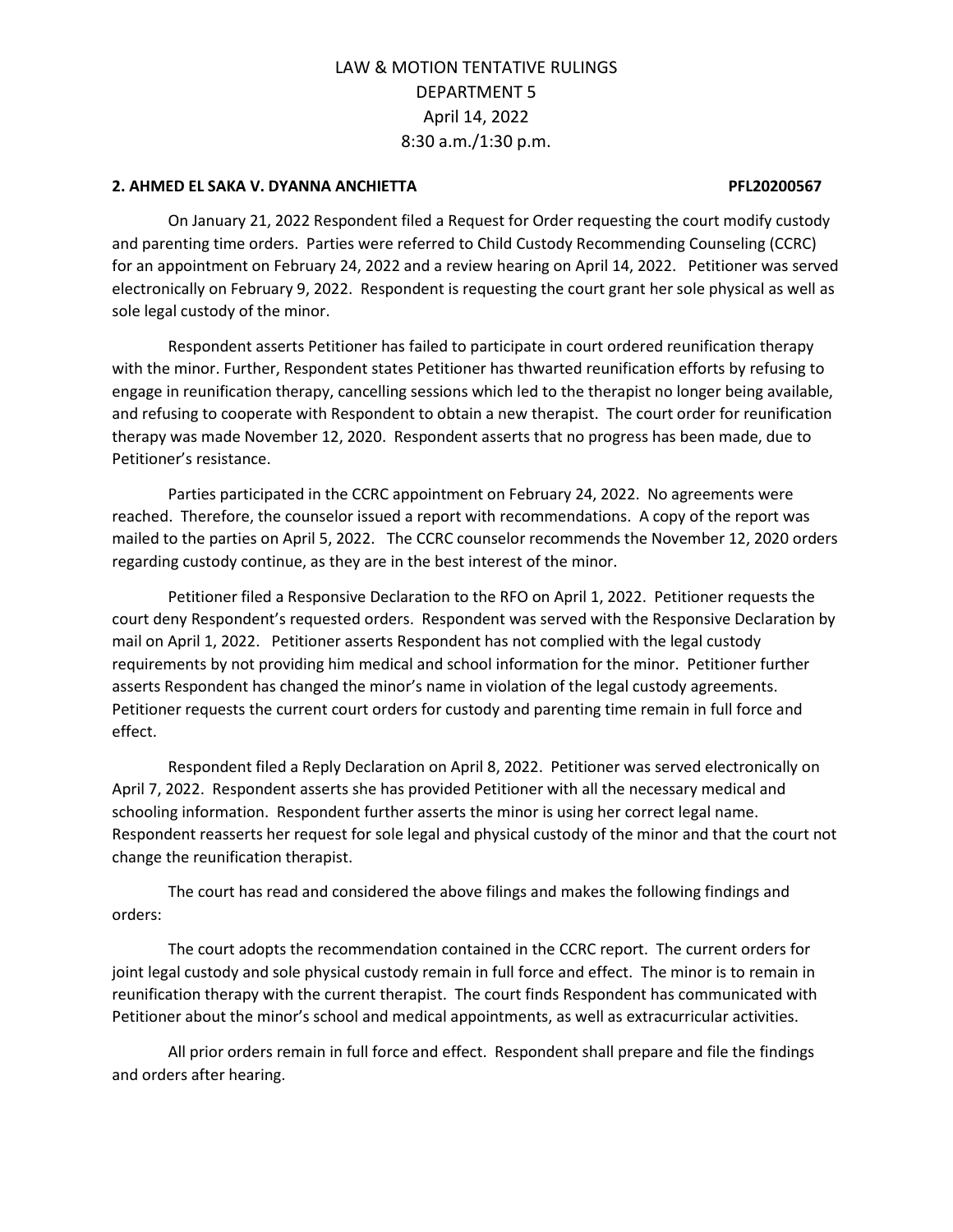# LAW & MOTION TENTATIVE RULINGS
# DEPARTMENT 5
# April 14, 2022
# 8:30 a.m./1:30 p.m.

**2. AHMED EL SAKA V. DYANNA ANCHIETTA PFL20200567**

On January 21, 2022 Respondent filed a Request for Order requesting the court modify custody and parenting time orders. Parties were referred to Child Custody Recommending Counseling (CCRC) for an appointment on February 24, 2022 and a review hearing on April 14, 2022. Petitioner was served electronically on February 9, 2022. Respondent is requesting the court grant her sole physical as well as sole legal custody of the minor.

Respondent asserts Petitioner has failed to participate in court ordered reunification therapy with the minor. Further, Respondent states Petitioner has thwarted reunification efforts by refusing to engage in reunification therapy, cancelling sessions which led to the therapist no longer being available, and refusing to cooperate with Respondent to obtain a new therapist. The court order for reunification therapy was made November 12, 2020. Respondent asserts that no progress has been made, due to Petitioner's resistance.

Parties participated in the CCRC appointment on February 24, 2022. No agreements were reached. Therefore, the counselor issued a report with recommendations. A copy of the report was mailed to the parties on April 5, 2022. The CCRC counselor recommends the November 12, 2020 orders regarding custody continue, as they are in the best interest of the minor.

Petitioner filed a Responsive Declaration to the RFO on April 1, 2022. Petitioner requests the court deny Respondent's requested orders. Respondent was served with the Responsive Declaration by mail on April 1, 2022. Petitioner asserts Respondent has not complied with the legal custody requirements by not providing him medical and school information for the minor. Petitioner further asserts Respondent has changed the minor's name in violation of the legal custody agreements. Petitioner requests the current court orders for custody and parenting time remain in full force and effect.

Respondent filed a Reply Declaration on April 8, 2022. Petitioner was served electronically on April 7, 2022. Respondent asserts she has provided Petitioner with all the necessary medical and schooling information. Respondent further asserts the minor is using her correct legal name. Respondent reasserts her request for sole legal and physical custody of the minor and that the court not change the reunification therapist.

The court has read and considered the above filings and makes the following findings and orders:

The court adopts the recommendation contained in the CCRC report. The current orders for joint legal custody and sole physical custody remain in full force and effect. The minor is to remain in reunification therapy with the current therapist. The court finds Respondent has communicated with Petitioner about the minor's school and medical appointments, as well as extracurricular activities.

All prior orders remain in full force and effect. Respondent shall prepare and file the findings and orders after hearing.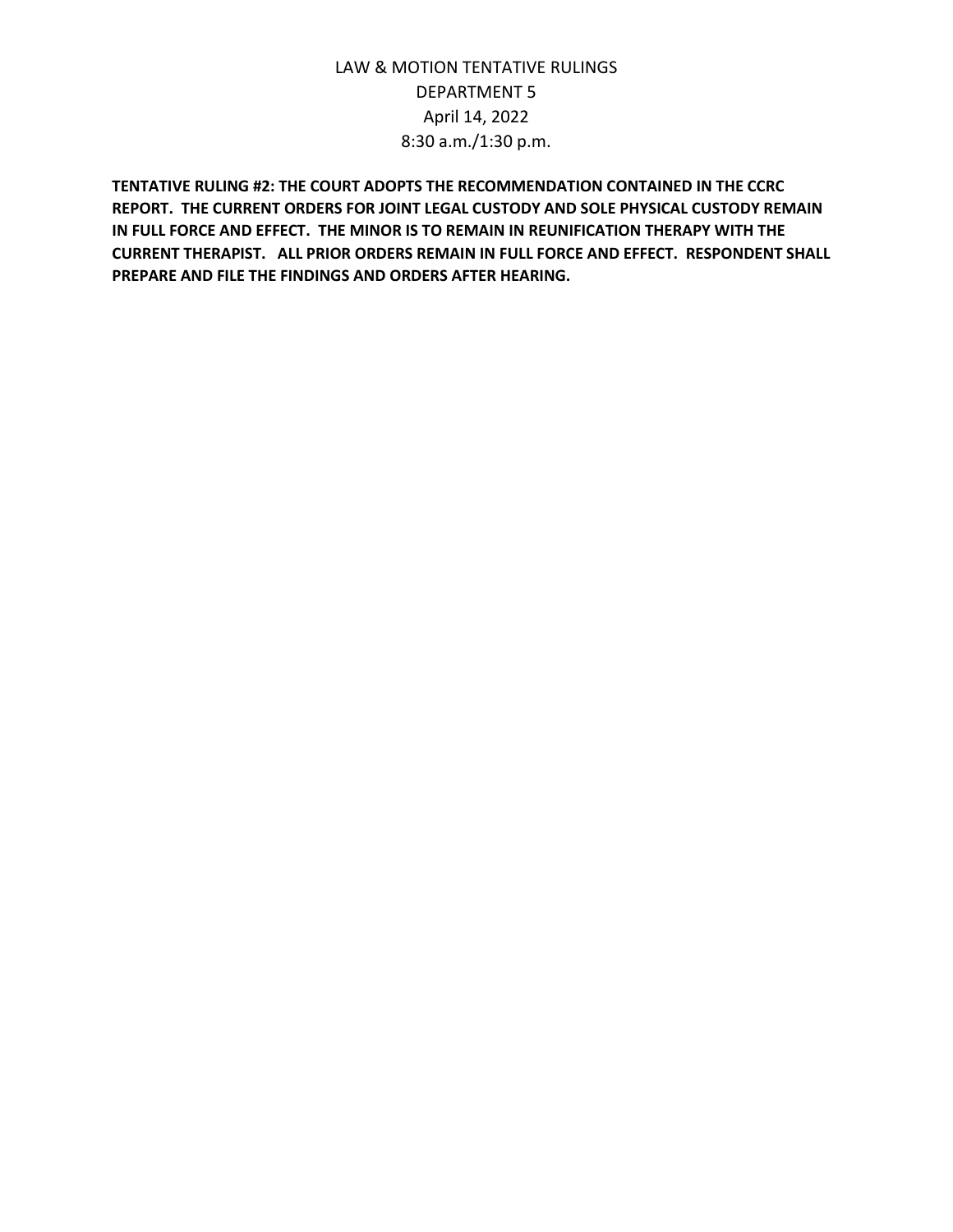LAW & MOTION TENTATIVE RULINGS
DEPARTMENT 5
April 14, 2022
8:30 a.m./1:30 p.m.

**TENTATIVE RULING #2: THE COURT ADOPTS THE RECOMMENDATION CONTAINED IN THE CCRC REPORT. THE CURRENT ORDERS FOR JOINT LEGAL CUSTODY AND SOLE PHYSICAL CUSTODY REMAIN IN FULL FORCE AND EFFECT. THE MINOR IS TO REMAIN IN REUNIFICATION THERAPY WITH THE CURRENT THERAPIST. ALL PRIOR ORDERS REMAIN IN FULL FORCE AND EFFECT. RESPONDENT SHALL PREPARE AND FILE THE FINDINGS AND ORDERS AFTER HEARING.**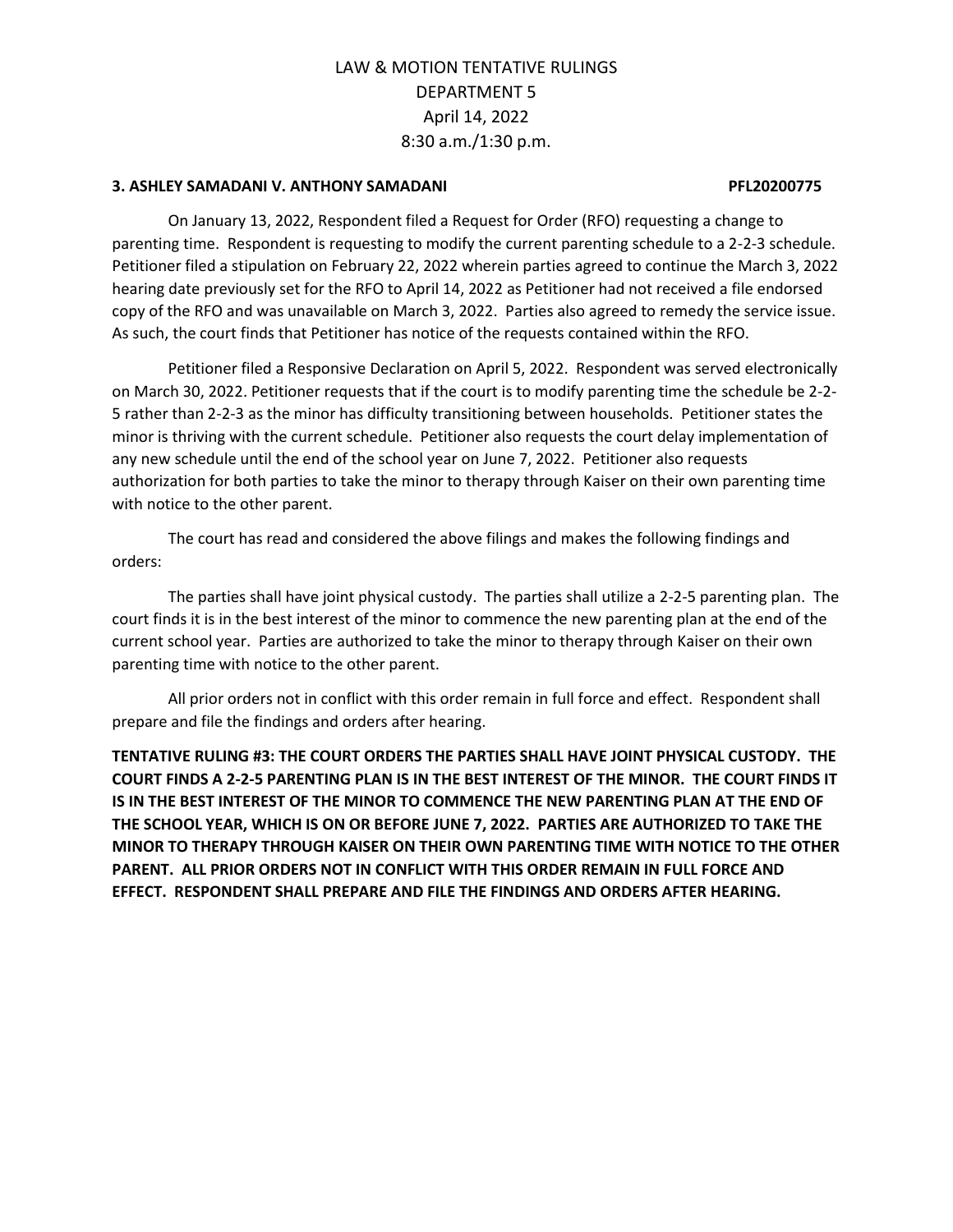# LAW & MOTION TENTATIVE RULINGS
## DEPARTMENT 5
## April 14, 2022
## 8:30 a.m./1:30 p.m.

**3. ASHLEY SAMADANI V. ANTHONY SAMADANI PFL20200775**

On January 13, 2022, Respondent filed a Request for Order (RFO) requesting a change to parenting time. Respondent is requesting to modify the current parenting schedule to a 2-2-3 schedule. Petitioner filed a stipulation on February 22, 2022 wherein parties agreed to continue the March 3, 2022 hearing date previously set for the RFO to April 14, 2022 as Petitioner had not received a file endorsed copy of the RFO and was unavailable on March 3, 2022. Parties also agreed to remedy the service issue. As such, the court finds that Petitioner has notice of the requests contained within the RFO.

Petitioner filed a Responsive Declaration on April 5, 2022. Respondent was served electronically on March 30, 2022. Petitioner requests that if the court is to modify parenting time the schedule be 2-2-5 rather than 2-2-3 as the minor has difficulty transitioning between households. Petitioner states the minor is thriving with the current schedule. Petitioner also requests the court delay implementation of any new schedule until the end of the school year on June 7, 2022. Petitioner also requests authorization for both parties to take the minor to therapy through Kaiser on their own parenting time with notice to the other parent.

The court has read and considered the above filings and makes the following findings and orders:

The parties shall have joint physical custody. The parties shall utilize a 2-2-5 parenting plan. The court finds it is in the best interest of the minor to commence the new parenting plan at the end of the current school year. Parties are authorized to take the minor to therapy through Kaiser on their own parenting time with notice to the other parent.

All prior orders not in conflict with this order remain in full force and effect. Respondent shall prepare and file the findings and orders after hearing.

**TENTATIVE RULING #3: THE COURT ORDERS THE PARTIES SHALL HAVE JOINT PHYSICAL CUSTODY. THE COURT FINDS A 2-2-5 PARENTING PLAN IS IN THE BEST INTEREST OF THE MINOR. THE COURT FINDS IT IS IN THE BEST INTEREST OF THE MINOR TO COMMENCE THE NEW PARENTING PLAN AT THE END OF THE SCHOOL YEAR, WHICH IS ON OR BEFORE JUNE 7, 2022. PARTIES ARE AUTHORIZED TO TAKE THE MINOR TO THERAPY THROUGH KAISER ON THEIR OWN PARENTING TIME WITH NOTICE TO THE OTHER PARENT. ALL PRIOR ORDERS NOT IN CONFLICT WITH THIS ORDER REMAIN IN FULL FORCE AND EFFECT. RESPONDENT SHALL PREPARE AND FILE THE FINDINGS AND ORDERS AFTER HEARING.**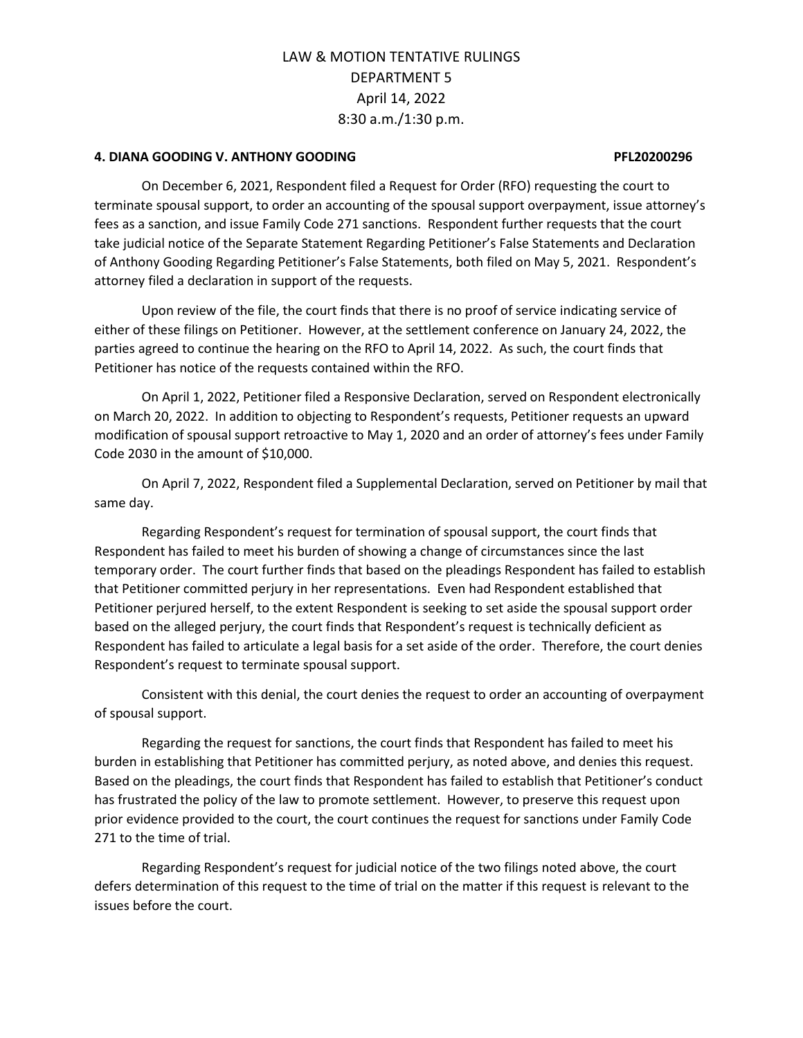LAW & MOTION TENTATIVE RULINGS
DEPARTMENT 5
April 14, 2022
8:30 a.m./1:30 p.m.

**4. DIANA GOODING V. ANTHONY GOODING PFL20200296**

On December 6, 2021, Respondent filed a Request for Order (RFO) requesting the court to terminate spousal support, to order an accounting of the spousal support overpayment, issue attorney's fees as a sanction, and issue Family Code 271 sanctions. Respondent further requests that the court take judicial notice of the Separate Statement Regarding Petitioner's False Statements and Declaration of Anthony Gooding Regarding Petitioner's False Statements, both filed on May 5, 2021. Respondent's attorney filed a declaration in support of the requests.

Upon review of the file, the court finds that there is no proof of service indicating service of either of these filings on Petitioner. However, at the settlement conference on January 24, 2022, the parties agreed to continue the hearing on the RFO to April 14, 2022. As such, the court finds that Petitioner has notice of the requests contained within the RFO.

On April 1, 2022, Petitioner filed a Responsive Declaration, served on Respondent electronically on March 20, 2022. In addition to objecting to Respondent's requests, Petitioner requests an upward modification of spousal support retroactive to May 1, 2020 and an order of attorney's fees under Family Code 2030 in the amount of $10,000.

On April 7, 2022, Respondent filed a Supplemental Declaration, served on Petitioner by mail that same day.

Regarding Respondent's request for termination of spousal support, the court finds that Respondent has failed to meet his burden of showing a change of circumstances since the last temporary order. The court further finds that based on the pleadings Respondent has failed to establish that Petitioner committed perjury in her representations. Even had Respondent established that Petitioner perjured herself, to the extent Respondent is seeking to set aside the spousal support order based on the alleged perjury, the court finds that Respondent's request is technically deficient as Respondent has failed to articulate a legal basis for a set aside of the order. Therefore, the court denies Respondent's request to terminate spousal support.

Consistent with this denial, the court denies the request to order an accounting of overpayment of spousal support.

Regarding the request for sanctions, the court finds that Respondent has failed to meet his burden in establishing that Petitioner has committed perjury, as noted above, and denies this request. Based on the pleadings, the court finds that Respondent has failed to establish that Petitioner's conduct has frustrated the policy of the law to promote settlement. However, to preserve this request upon prior evidence provided to the court, the court continues the request for sanctions under Family Code 271 to the time of trial.

Regarding Respondent's request for judicial notice of the two filings noted above, the court defers determination of this request to the time of trial on the matter if this request is relevant to the issues before the court.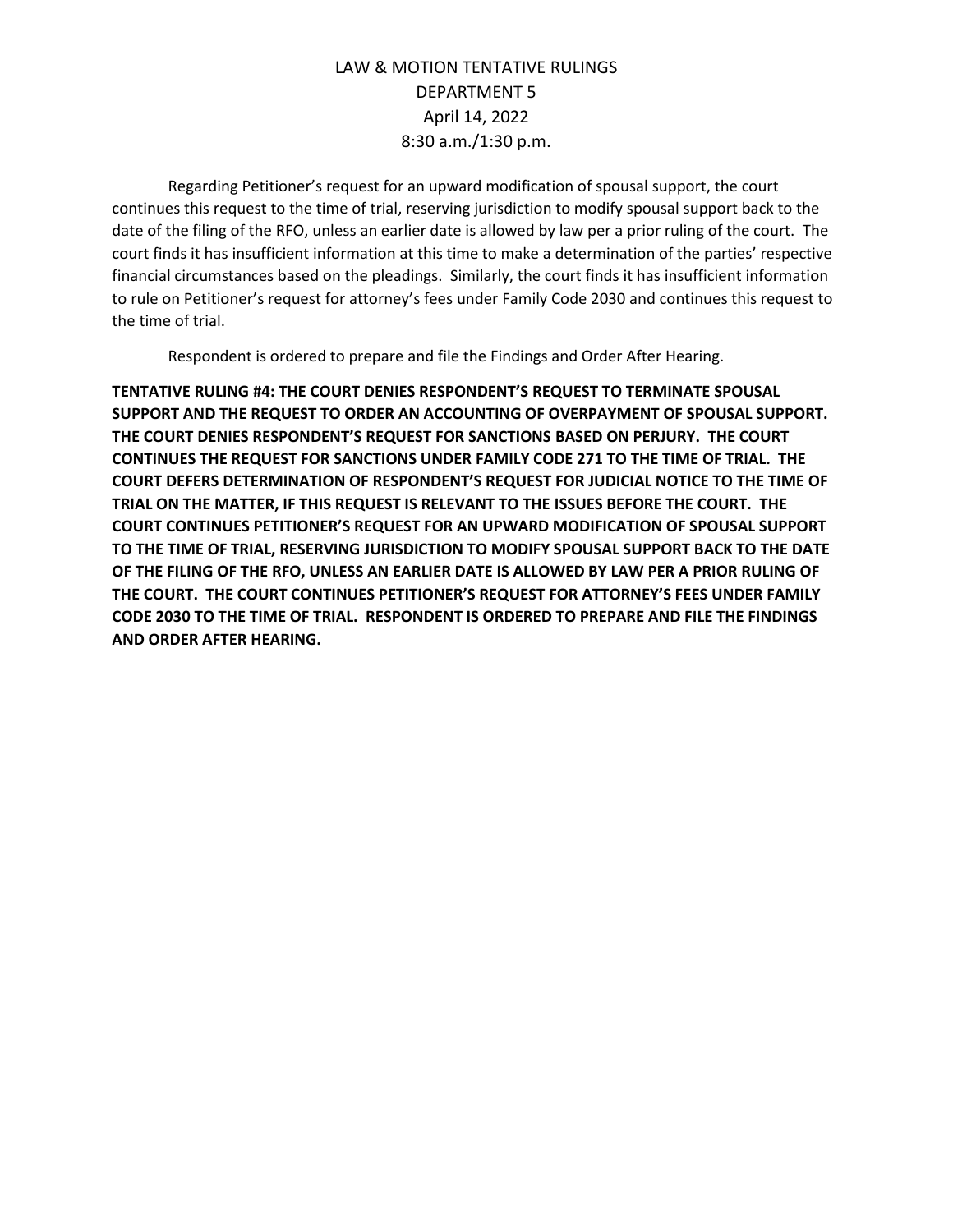Regarding Petitioner's request for an upward modification of spousal support, the court continues this request to the time of trial, reserving jurisdiction to modify spousal support back to the date of the filing of the RFO, unless an earlier date is allowed by law per a prior ruling of the court. The court finds it has insufficient information at this time to make a determination of the parties' respective financial circumstances based on the pleadings. Similarly, the court finds it has insufficient information to rule on Petitioner's request for attorney's fees under Family Code 2030 and continues this request to the time of trial.

Respondent is ordered to prepare and file the Findings and Order After Hearing.

**TENTATIVE RULING #4: THE COURT DENIES RESPONDENT'S REQUEST TO TERMINATE SPOUSAL SUPPORT AND THE REQUEST TO ORDER AN ACCOUNTING OF OVERPAYMENT OF SPOUSAL SUPPORT. THE COURT DENIES RESPONDENT'S REQUEST FOR SANCTIONS BASED ON PERJURY. THE COURT CONTINUES THE REQUEST FOR SANCTIONS UNDER FAMILY CODE 271 TO THE TIME OF TRIAL. THE COURT DEFERS DETERMINATION OF RESPONDENT'S REQUEST FOR JUDICIAL NOTICE TO THE TIME OF TRIAL ON THE MATTER, IF THIS REQUEST IS RELEVANT TO THE ISSUES BEFORE THE COURT. THE COURT CONTINUES PETITIONER'S REQUEST FOR AN UPWARD MODIFICATION OF SPOUSAL SUPPORT TO THE TIME OF TRIAL, RESERVING JURISDICTION TO MODIFY SPOUSAL SUPPORT BACK TO THE DATE OF THE FILING OF THE RFO, UNLESS AN EARLIER DATE IS ALLOWED BY LAW PER A PRIOR RULING OF THE COURT. THE COURT CONTINUES PETITIONER'S REQUEST FOR ATTORNEY'S FEES UNDER FAMILY CODE 2030 TO THE TIME OF TRIAL. RESPONDENT IS ORDERED TO PREPARE AND FILE THE FINDINGS AND ORDER AFTER HEARING.**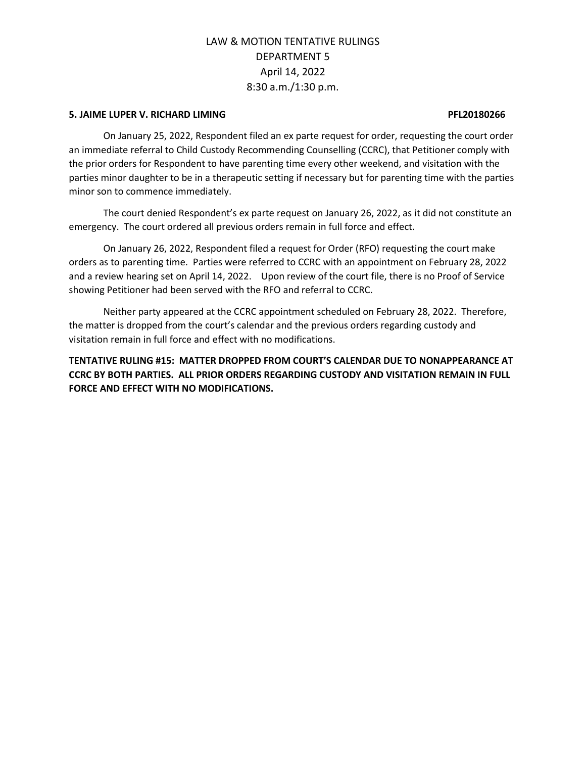# LAW & MOTION TENTATIVE RULINGS
## DEPARTMENT 5
## April 14, 2022
## 8:30 a.m./1:30 p.m.

**5. JAIME LUPER V. RICHARD LIMING PFL20180266**

On January 25, 2022, Respondent filed an ex parte request for order, requesting the court order an immediate referral to Child Custody Recommending Counselling (CCRC), that Petitioner comply with the prior orders for Respondent to have parenting time every other weekend, and visitation with the parties minor daughter to be in a therapeutic setting if necessary but for parenting time with the parties minor son to commence immediately.

The court denied Respondent's ex parte request on January 26, 2022, as it did not constitute an emergency. The court ordered all previous orders remain in full force and effect.

On January 26, 2022, Respondent filed a request for Order (RFO) requesting the court make orders as to parenting time. Parties were referred to CCRC with an appointment on February 28, 2022 and a review hearing set on April 14, 2022. Upon review of the court file, there is no Proof of Service showing Petitioner had been served with the RFO and referral to CCRC.

Neither party appeared at the CCRC appointment scheduled on February 28, 2022. Therefore, the matter is dropped from the court's calendar and the previous orders regarding custody and visitation remain in full force and effect with no modifications.

**TENTATIVE RULING #15: MATTER DROPPED FROM COURT'S CALENDAR DUE TO NONAPPEARANCE AT CCRC BY BOTH PARTIES. ALL PRIOR ORDERS REGARDING CUSTODY AND VISITATION REMAIN IN FULL FORCE AND EFFECT WITH NO MODIFICATIONS.**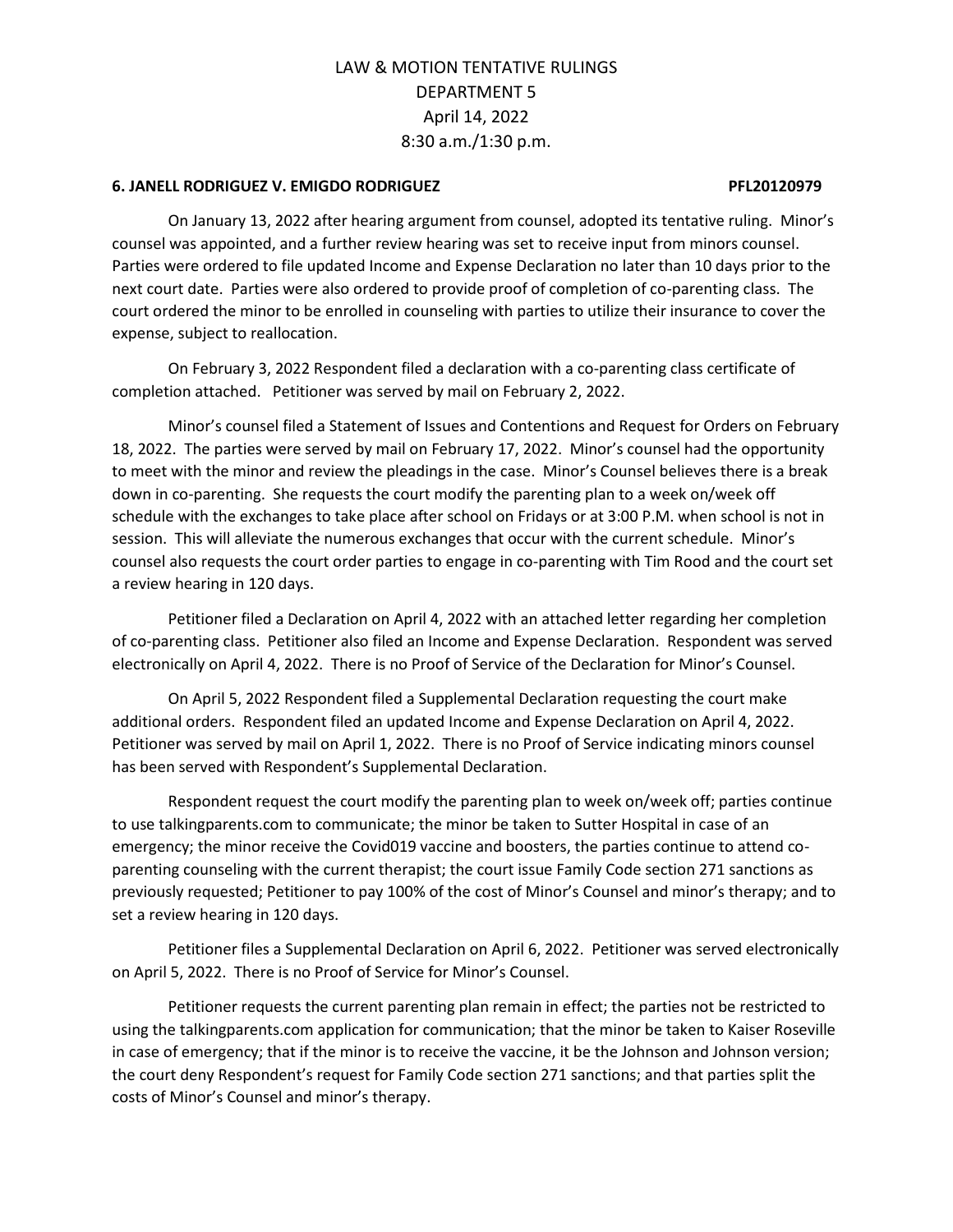# LAW & MOTION TENTATIVE RULINGS
## DEPARTMENT 5
## April 14, 2022
## 8:30 a.m./1:30 p.m.

**6. JANELL RODRIGUEZ V. EMIGDO RODRIGUEZ PFL20120979**

On January 13, 2022 after hearing argument from counsel, adopted its tentative ruling. Minor's counsel was appointed, and a further review hearing was set to receive input from minors counsel. Parties were ordered to file updated Income and Expense Declaration no later than 10 days prior to the next court date. Parties were also ordered to provide proof of completion of co-parenting class. The court ordered the minor to be enrolled in counseling with parties to utilize their insurance to cover the expense, subject to reallocation.

On February 3, 2022 Respondent filed a declaration with a co-parenting class certificate of completion attached. Petitioner was served by mail on February 2, 2022.

Minor's counsel filed a Statement of Issues and Contentions and Request for Orders on February 18, 2022. The parties were served by mail on February 17, 2022. Minor's counsel had the opportunity to meet with the minor and review the pleadings in the case. Minor's Counsel believes there is a break down in co-parenting. She requests the court modify the parenting plan to a week on/week off schedule with the exchanges to take place after school on Fridays or at 3:00 P.M. when school is not in session. This will alleviate the numerous exchanges that occur with the current schedule. Minor's counsel also requests the court order parties to engage in co-parenting with Tim Rood and the court set a review hearing in 120 days.

Petitioner filed a Declaration on April 4, 2022 with an attached letter regarding her completion of co-parenting class. Petitioner also filed an Income and Expense Declaration. Respondent was served electronically on April 4, 2022. There is no Proof of Service of the Declaration for Minor's Counsel.

On April 5, 2022 Respondent filed a Supplemental Declaration requesting the court make additional orders. Respondent filed an updated Income and Expense Declaration on April 4, 2022. Petitioner was served by mail on April 1, 2022. There is no Proof of Service indicating minors counsel has been served with Respondent's Supplemental Declaration.

Respondent request the court modify the parenting plan to week on/week off; parties continue to use talkingparents.com to communicate; the minor be taken to Sutter Hospital in case of an emergency; the minor receive the Covid019 vaccine and boosters, the parties continue to attend co-parenting counseling with the current therapist; the court issue Family Code section 271 sanctions as previously requested; Petitioner to pay 100% of the cost of Minor's Counsel and minor's therapy; and to set a review hearing in 120 days.

Petitioner files a Supplemental Declaration on April 6, 2022. Petitioner was served electronically on April 5, 2022. There is no Proof of Service for Minor's Counsel.

Petitioner requests the current parenting plan remain in effect; the parties not be restricted to using the talkingparents.com application for communication; that the minor be taken to Kaiser Roseville in case of emergency; that if the minor is to receive the vaccine, it be the Johnson and Johnson version; the court deny Respondent's request for Family Code section 271 sanctions; and that parties split the costs of Minor's Counsel and minor's therapy.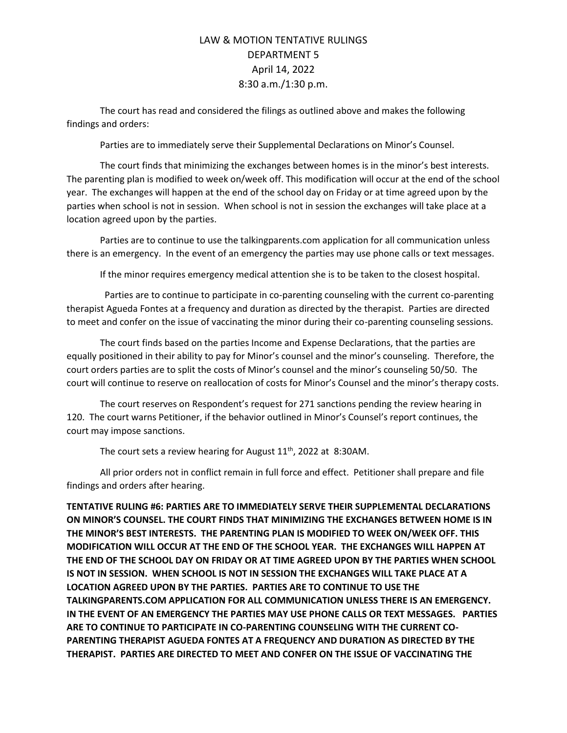LAW & MOTION TENTATIVE RULINGS
DEPARTMENT 5
April 14, 2022
8:30 a.m./1:30 p.m.

The court has read and considered the filings as outlined above and makes the following findings and orders:

Parties are to immediately serve their Supplemental Declarations on Minor's Counsel.

The court finds that minimizing the exchanges between homes is in the minor's best interests. The parenting plan is modified to week on/week off. This modification will occur at the end of the school year. The exchanges will happen at the end of the school day on Friday or at time agreed upon by the parties when school is not in session. When school is not in session the exchanges will take place at a location agreed upon by the parties.

Parties are to continue to use the talkingparents.com application for all communication unless there is an emergency. In the event of an emergency the parties may use phone calls or text messages.

If the minor requires emergency medical attention she is to be taken to the closest hospital.

Parties are to continue to participate in co-parenting counseling with the current co-parenting therapist Agueda Fontes at a frequency and duration as directed by the therapist. Parties are directed to meet and confer on the issue of vaccinating the minor during their co-parenting counseling sessions.

The court finds based on the parties Income and Expense Declarations, that the parties are equally positioned in their ability to pay for Minor's counsel and the minor's counseling. Therefore, the court orders parties are to split the costs of Minor's counsel and the minor's counseling 50/50. The court will continue to reserve on reallocation of costs for Minor's Counsel and the minor's therapy costs.

The court reserves on Respondent's request for 271 sanctions pending the review hearing in 120. The court warns Petitioner, if the behavior outlined in Minor's Counsel's report continues, the court may impose sanctions.

The court sets a review hearing for August 11th, 2022 at 8:30AM.

All prior orders not in conflict remain in full force and effect. Petitioner shall prepare and file findings and orders after hearing.

**TENTATIVE RULING #6: PARTIES ARE TO IMMEDIATELY SERVE THEIR SUPPLEMENTAL DECLARATIONS ON MINOR'S COUNSEL. THE COURT FINDS THAT MINIMIZING THE EXCHANGES BETWEEN HOME IS IN THE MINOR'S BEST INTERESTS. THE PARENTING PLAN IS MODIFIED TO WEEK ON/WEEK OFF. THIS MODIFICATION WILL OCCUR AT THE END OF THE SCHOOL YEAR. THE EXCHANGES WILL HAPPEN AT THE END OF THE SCHOOL DAY ON FRIDAY OR AT TIME AGREED UPON BY THE PARTIES WHEN SCHOOL IS NOT IN SESSION. WHEN SCHOOL IS NOT IN SESSION THE EXCHANGES WILL TAKE PLACE AT A LOCATION AGREED UPON BY THE PARTIES. PARTIES ARE TO CONTINUE TO USE THE TALKINGPARENTS.COM APPLICATION FOR ALL COMMUNICATION UNLESS THERE IS AN EMERGENCY. IN THE EVENT OF AN EMERGENCY THE PARTIES MAY USE PHONE CALLS OR TEXT MESSAGES. PARTIES ARE TO CONTINUE TO PARTICIPATE IN CO-PARENTING COUNSELING WITH THE CURRENT CO-PARENTING THERAPIST AGUEDA FONTES AT A FREQUENCY AND DURATION AS DIRECTED BY THE THERAPIST. PARTIES ARE DIRECTED TO MEET AND CONFER ON THE ISSUE OF VACCINATING THE**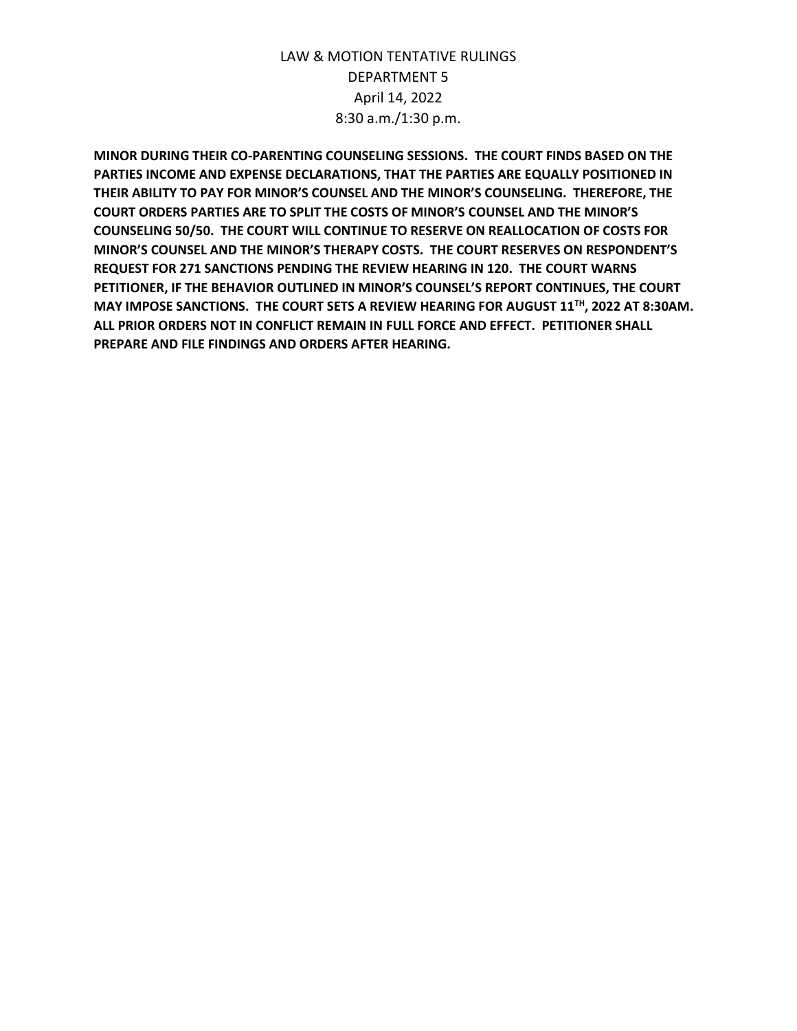**MINOR DURING THEIR CO-PARENTING COUNSELING SESSIONS. THE COURT FINDS BASED ON THE PARTIES INCOME AND EXPENSE DECLARATIONS, THAT THE PARTIES ARE EQUALLY POSITIONED IN THEIR ABILITY TO PAY FOR MINOR'S COUNSEL AND THE MINOR'S COUNSELING. THEREFORE, THE COURT ORDERS PARTIES ARE TO SPLIT THE COSTS OF MINOR'S COUNSEL AND THE MINOR'S COUNSELING 50/50. THE COURT WILL CONTINUE TO RESERVE ON REALLOCATION OF COSTS FOR MINOR'S COUNSEL AND THE MINOR'S THERAPY COSTS. THE COURT RESERVES ON RESPONDENT'S REQUEST FOR 271 SANCTIONS PENDING THE REVIEW HEARING IN 120. THE COURT WARNS PETITIONER, IF THE BEHAVIOR OUTLINED IN MINOR'S COUNSEL'S REPORT CONTINUES, THE COURT MAY IMPOSE SANCTIONS. THE COURT SETS A REVIEW HEARING FOR AUGUST 11TH, 2022 AT 8:30AM. ALL PRIOR ORDERS NOT IN CONFLICT REMAIN IN FULL FORCE AND EFFECT. PETITIONER SHALL PREPARE AND FILE FINDINGS AND ORDERS AFTER HEARING.**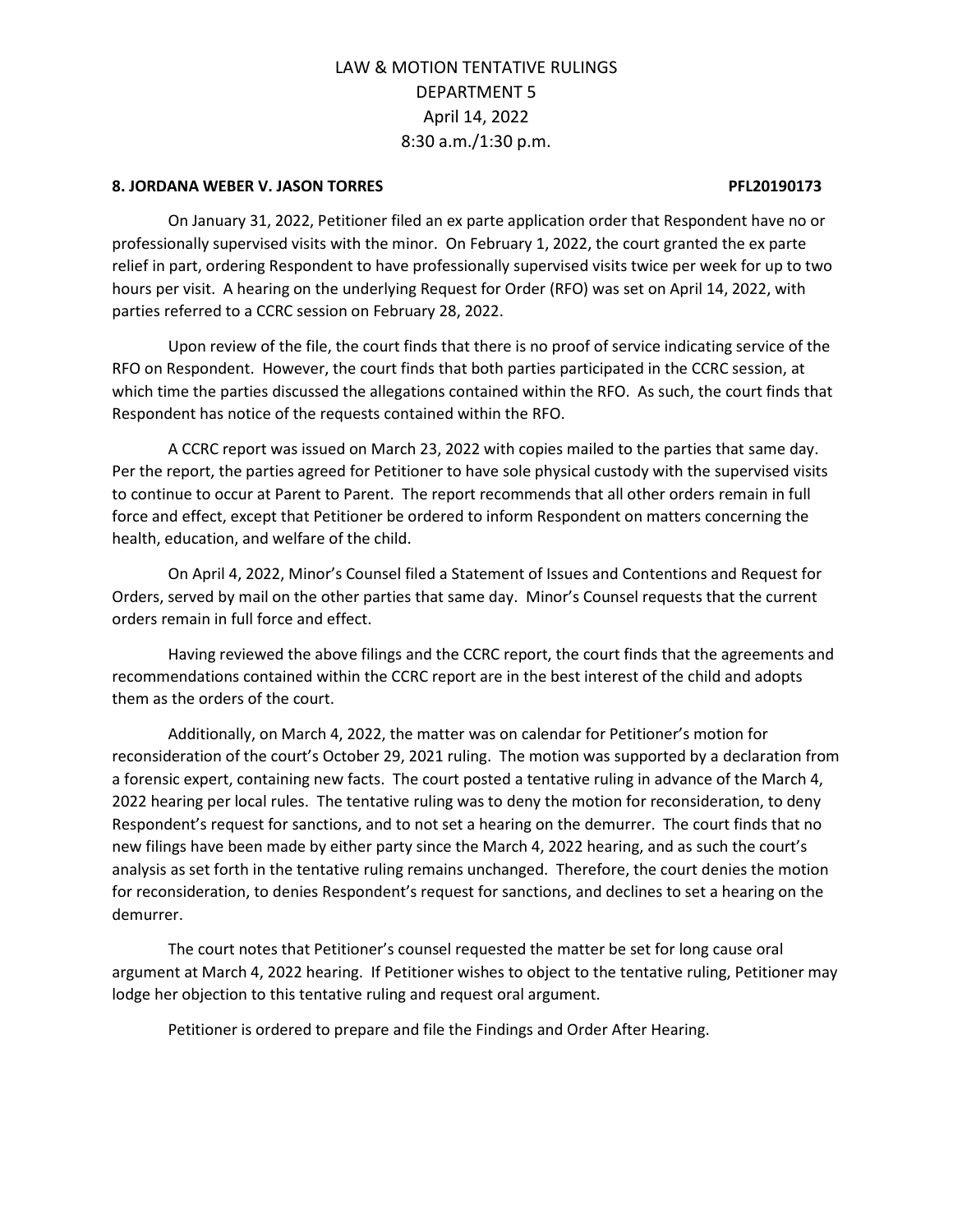LAW & MOTION TENTATIVE RULINGS
DEPARTMENT 5
April 14, 2022
8:30 a.m./1:30 p.m.

**8. JORDANA WEBER V. JASON TORRES PFL20190173**

On January 31, 2022, Petitioner filed an ex parte application order that Respondent have no or professionally supervised visits with the minor. On February 1, 2022, the court granted the ex parte relief in part, ordering Respondent to have professionally supervised visits twice per week for up to two hours per visit. A hearing on the underlying Request for Order (RFO) was set on April 14, 2022, with parties referred to a CCRC session on February 28, 2022.

Upon review of the file, the court finds that there is no proof of service indicating service of the RFO on Respondent. However, the court finds that both parties participated in the CCRC session, at which time the parties discussed the allegations contained within the RFO. As such, the court finds that Respondent has notice of the requests contained within the RFO.

A CCRC report was issued on March 23, 2022 with copies mailed to the parties that same day. Per the report, the parties agreed for Petitioner to have sole physical custody with the supervised visits to continue to occur at Parent to Parent. The report recommends that all other orders remain in full force and effect, except that Petitioner be ordered to inform Respondent on matters concerning the health, education, and welfare of the child.

On April 4, 2022, Minor's Counsel filed a Statement of Issues and Contentions and Request for Orders, served by mail on the other parties that same day. Minor's Counsel requests that the current orders remain in full force and effect.

Having reviewed the above filings and the CCRC report, the court finds that the agreements and recommendations contained within the CCRC report are in the best interest of the child and adopts them as the orders of the court.

Additionally, on March 4, 2022, the matter was on calendar for Petitioner's motion for reconsideration of the court's October 29, 2021 ruling. The motion was supported by a declaration from a forensic expert, containing new facts. The court posted a tentative ruling in advance of the March 4, 2022 hearing per local rules. The tentative ruling was to deny the motion for reconsideration, to deny Respondent's request for sanctions, and to not set a hearing on the demurrer. The court finds that no new filings have been made by either party since the March 4, 2022 hearing, and as such the court's analysis as set forth in the tentative ruling remains unchanged. Therefore, the court denies the motion for reconsideration, to denies Respondent's request for sanctions, and declines to set a hearing on the demurrer.

The court notes that Petitioner's counsel requested the matter be set for long cause oral argument at March 4, 2022 hearing. If Petitioner wishes to object to the tentative ruling, Petitioner may lodge her objection to this tentative ruling and request oral argument.

Petitioner is ordered to prepare and file the Findings and Order After Hearing.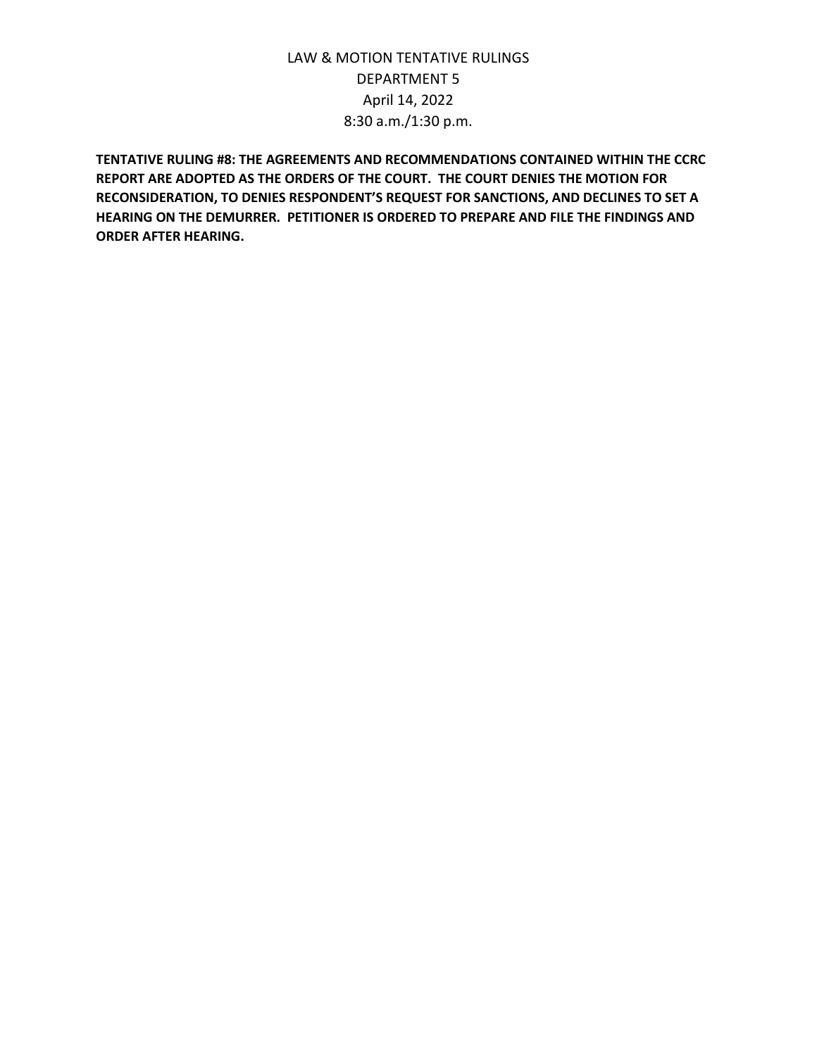LAW & MOTION TENTATIVE RULINGS
DEPARTMENT 5
April 14, 2022
8:30 a.m./1:30 p.m.

**TENTATIVE RULING #8: THE AGREEMENTS AND RECOMMENDATIONS CONTAINED WITHIN THE CCRC REPORT ARE ADOPTED AS THE ORDERS OF THE COURT. THE COURT DENIES THE MOTION FOR RECONSIDERATION, TO DENIES RESPONDENT'S REQUEST FOR SANCTIONS, AND DECLINES TO SET A HEARING ON THE DEMURRER. PETITIONER IS ORDERED TO PREPARE AND FILE THE FINDINGS AND ORDER AFTER HEARING.**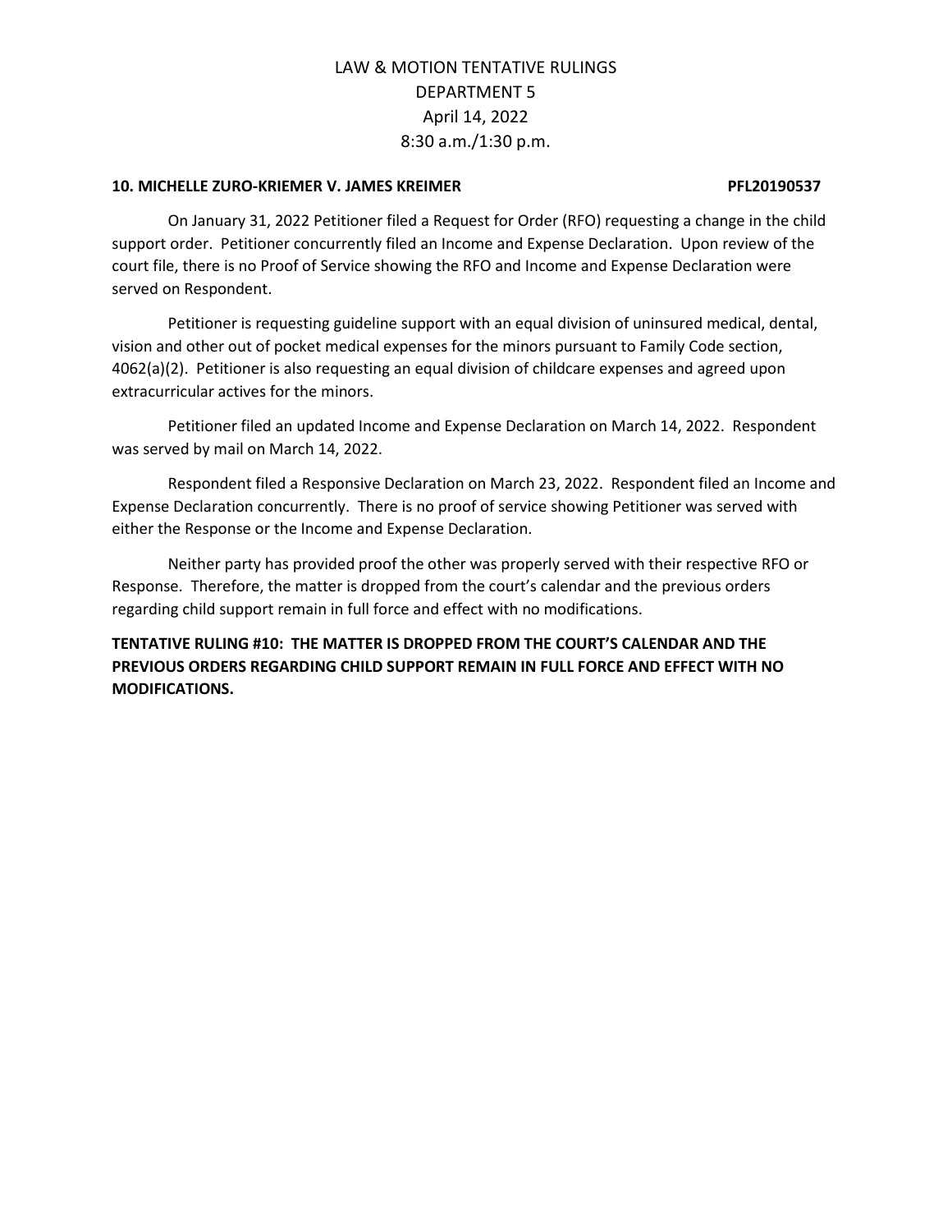LAW & MOTION TENTATIVE RULINGS
DEPARTMENT 5
April 14, 2022
8:30 a.m./1:30 p.m.

**10. MICHELLE ZURO-KRIEMER V. JAMES KREIMER PFL20190537**

On January 31, 2022 Petitioner filed a Request for Order (RFO) requesting a change in the child support order. Petitioner concurrently filed an Income and Expense Declaration. Upon review of the court file, there is no Proof of Service showing the RFO and Income and Expense Declaration were served on Respondent.

Petitioner is requesting guideline support with an equal division of uninsured medical, dental, vision and other out of pocket medical expenses for the minors pursuant to Family Code section, 4062(a)(2). Petitioner is also requesting an equal division of childcare expenses and agreed upon extracurricular actives for the minors.

Petitioner filed an updated Income and Expense Declaration on March 14, 2022. Respondent was served by mail on March 14, 2022.

Respondent filed a Responsive Declaration on March 23, 2022. Respondent filed an Income and Expense Declaration concurrently. There is no proof of service showing Petitioner was served with either the Response or the Income and Expense Declaration.

Neither party has provided proof the other was properly served with their respective RFO or Response. Therefore, the matter is dropped from the court's calendar and the previous orders regarding child support remain in full force and effect with no modifications.

**TENTATIVE RULING #10: THE MATTER IS DROPPED FROM THE COURT'S CALENDAR AND THE PREVIOUS ORDERS REGARDING CHILD SUPPORT REMAIN IN FULL FORCE AND EFFECT WITH NO MODIFICATIONS.**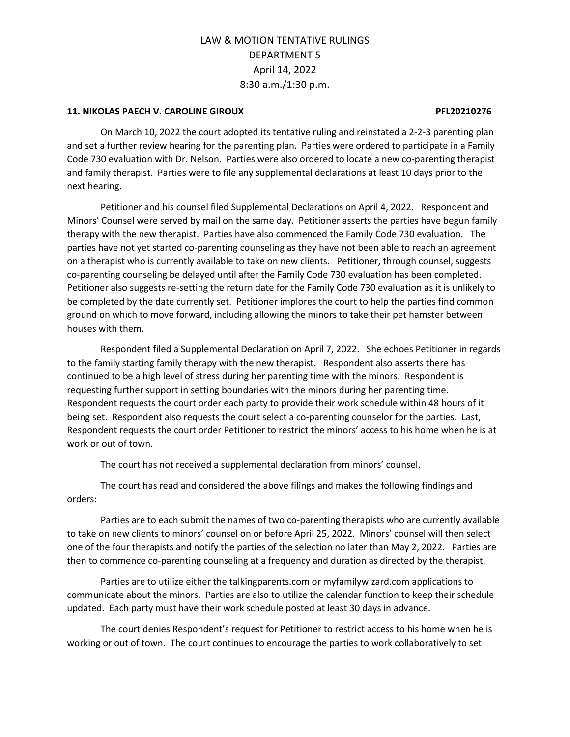# LAW & MOTION TENTATIVE RULINGS
## DEPARTMENT 5
## April 14, 2022
## 8:30 a.m./1:30 p.m.

**11. NIKOLAS PAECH V. CAROLINE GIROUX PFL20210276**

On March 10, 2022 the court adopted its tentative ruling and reinstated a 2-2-3 parenting plan and set a further review hearing for the parenting plan. Parties were ordered to participate in a Family Code 730 evaluation with Dr. Nelson. Parties were also ordered to locate a new co-parenting therapist and family therapist. Parties were to file any supplemental declarations at least 10 days prior to the next hearing.

Petitioner and his counsel filed Supplemental Declarations on April 4, 2022. Respondent and Minors' Counsel were served by mail on the same day. Petitioner asserts the parties have begun family therapy with the new therapist. Parties have also commenced the Family Code 730 evaluation. The parties have not yet started co-parenting counseling as they have not been able to reach an agreement on a therapist who is currently available to take on new clients. Petitioner, through counsel, suggests co-parenting counseling be delayed until after the Family Code 730 evaluation has been completed. Petitioner also suggests re-setting the return date for the Family Code 730 evaluation as it is unlikely to be completed by the date currently set. Petitioner implores the court to help the parties find common ground on which to move forward, including allowing the minors to take their pet hamster between houses with them.

Respondent filed a Supplemental Declaration on April 7, 2022. She echoes Petitioner in regards to the family starting family therapy with the new therapist. Respondent also asserts there has continued to be a high level of stress during her parenting time with the minors. Respondent is requesting further support in setting boundaries with the minors during her parenting time. Respondent requests the court order each party to provide their work schedule within 48 hours of it being set. Respondent also requests the court select a co-parenting counselor for the parties. Last, Respondent requests the court order Petitioner to restrict the minors' access to his home when he is at work or out of town.

The court has not received a supplemental declaration from minors' counsel.

The court has read and considered the above filings and makes the following findings and orders:

Parties are to each submit the names of two co-parenting therapists who are currently available to take on new clients to minors' counsel on or before April 25, 2022. Minors' counsel will then select one of the four therapists and notify the parties of the selection no later than May 2, 2022. Parties are then to commence co-parenting counseling at a frequency and duration as directed by the therapist.

Parties are to utilize either the talkingparents.com or myfamilywizard.com applications to communicate about the minors. Parties are also to utilize the calendar function to keep their schedule updated. Each party must have their work schedule posted at least 30 days in advance.

The court denies Respondent's request for Petitioner to restrict access to his home when he is working or out of town. The court continues to encourage the parties to work collaboratively to set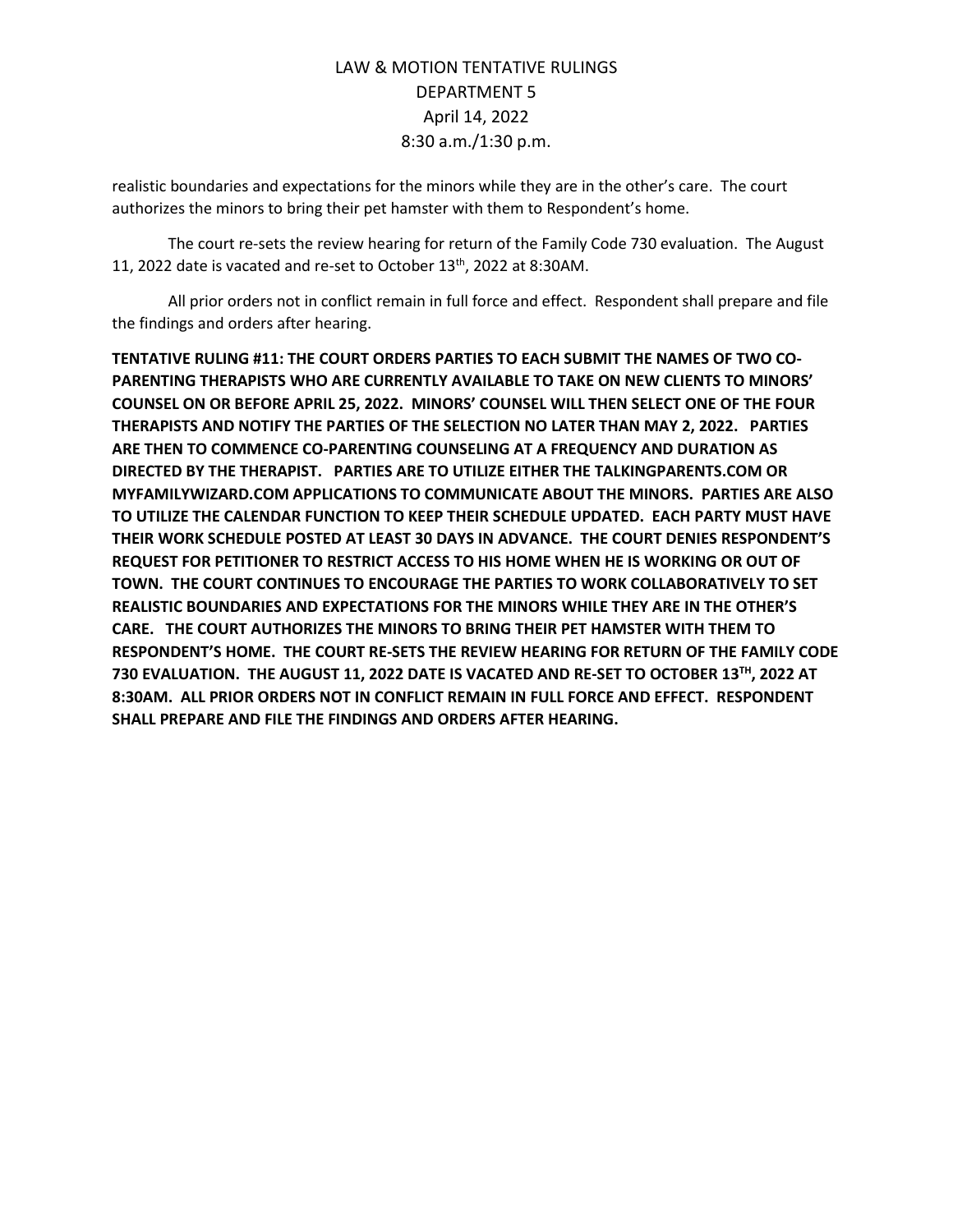realistic boundaries and expectations for the minors while they are in the other's care. The court authorizes the minors to bring their pet hamster with them to Respondent's home.

The court re-sets the review hearing for return of the Family Code 730 evaluation. The August 11, 2022 date is vacated and re-set to October 13th, 2022 at 8:30AM.

All prior orders not in conflict remain in full force and effect. Respondent shall prepare and file the findings and orders after hearing.

**TENTATIVE RULING #11: THE COURT ORDERS PARTIES TO EACH SUBMIT THE NAMES OF TWO CO-PARENTING THERAPISTS WHO ARE CURRENTLY AVAILABLE TO TAKE ON NEW CLIENTS TO MINORS' COUNSEL ON OR BEFORE APRIL 25, 2022. MINORS' COUNSEL WILL THEN SELECT ONE OF THE FOUR THERAPISTS AND NOTIFY THE PARTIES OF THE SELECTION NO LATER THAN MAY 2, 2022. PARTIES ARE THEN TO COMMENCE CO-PARENTING COUNSELING AT A FREQUENCY AND DURATION AS DIRECTED BY THE THERAPIST. PARTIES ARE TO UTILIZE EITHER THE TALKINGPARENTS.COM OR MYFAMILYWIZARD.COM APPLICATIONS TO COMMUNICATE ABOUT THE MINORS. PARTIES ARE ALSO TO UTILIZE THE CALENDAR FUNCTION TO KEEP THEIR SCHEDULE UPDATED. EACH PARTY MUST HAVE THEIR WORK SCHEDULE POSTED AT LEAST 30 DAYS IN ADVANCE. THE COURT DENIES RESPONDENT'S REQUEST FOR PETITIONER TO RESTRICT ACCESS TO HIS HOME WHEN HE IS WORKING OR OUT OF TOWN. THE COURT CONTINUES TO ENCOURAGE THE PARTIES TO WORK COLLABORATIVELY TO SET REALISTIC BOUNDARIES AND EXPECTATIONS FOR THE MINORS WHILE THEY ARE IN THE OTHER'S CARE. THE COURT AUTHORIZES THE MINORS TO BRING THEIR PET HAMSTER WITH THEM TO RESPONDENT'S HOME. THE COURT RE-SETS THE REVIEW HEARING FOR RETURN OF THE FAMILY CODE 730 EVALUATION. THE AUGUST 11, 2022 DATE IS VACATED AND RE-SET TO OCTOBER 13TH, 2022 AT 8:30AM. ALL PRIOR ORDERS NOT IN CONFLICT REMAIN IN FULL FORCE AND EFFECT. RESPONDENT SHALL PREPARE AND FILE THE FINDINGS AND ORDERS AFTER HEARING.**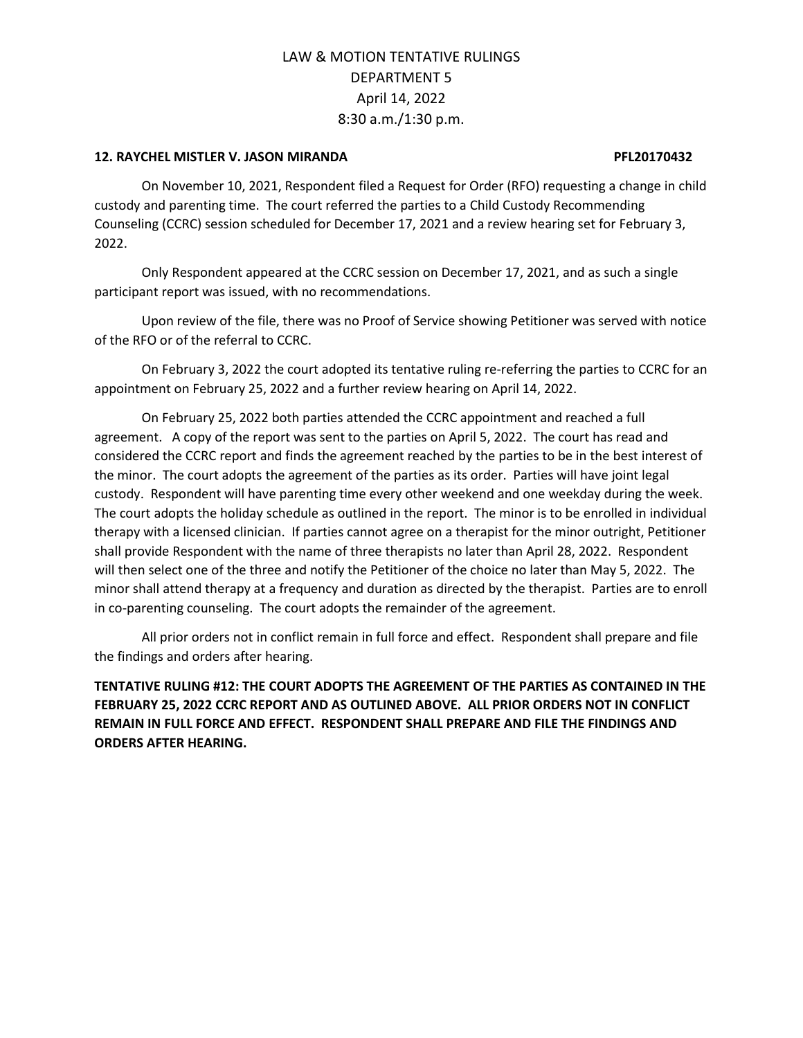**12. RAYCHEL MISTLER V. JASON MIRANDA PFL20170432**

On November 10, 2021, Respondent filed a Request for Order (RFO) requesting a change in child custody and parenting time. The court referred the parties to a Child Custody Recommending Counseling (CCRC) session scheduled for December 17, 2021 and a review hearing set for February 3, 2022.

Only Respondent appeared at the CCRC session on December 17, 2021, and as such a single participant report was issued, with no recommendations.

Upon review of the file, there was no Proof of Service showing Petitioner was served with notice of the RFO or of the referral to CCRC.

On February 3, 2022 the court adopted its tentative ruling re-referring the parties to CCRC for an appointment on February 25, 2022 and a further review hearing on April 14, 2022.

On February 25, 2022 both parties attended the CCRC appointment and reached a full agreement. A copy of the report was sent to the parties on April 5, 2022. The court has read and considered the CCRC report and finds the agreement reached by the parties to be in the best interest of the minor. The court adopts the agreement of the parties as its order. Parties will have joint legal custody. Respondent will have parenting time every other weekend and one weekday during the week. The court adopts the holiday schedule as outlined in the report. The minor is to be enrolled in individual therapy with a licensed clinician. If parties cannot agree on a therapist for the minor outright, Petitioner shall provide Respondent with the name of three therapists no later than April 28, 2022. Respondent will then select one of the three and notify the Petitioner of the choice no later than May 5, 2022. The minor shall attend therapy at a frequency and duration as directed by the therapist. Parties are to enroll in co-parenting counseling. The court adopts the remainder of the agreement.

All prior orders not in conflict remain in full force and effect. Respondent shall prepare and file the findings and orders after hearing.

**TENTATIVE RULING #12: THE COURT ADOPTS THE AGREEMENT OF THE PARTIES AS CONTAINED IN THE FEBRUARY 25, 2022 CCRC REPORT AND AS OUTLINED ABOVE. ALL PRIOR ORDERS NOT IN CONFLICT REMAIN IN FULL FORCE AND EFFECT. RESPONDENT SHALL PREPARE AND FILE THE FINDINGS AND ORDERS AFTER HEARING.**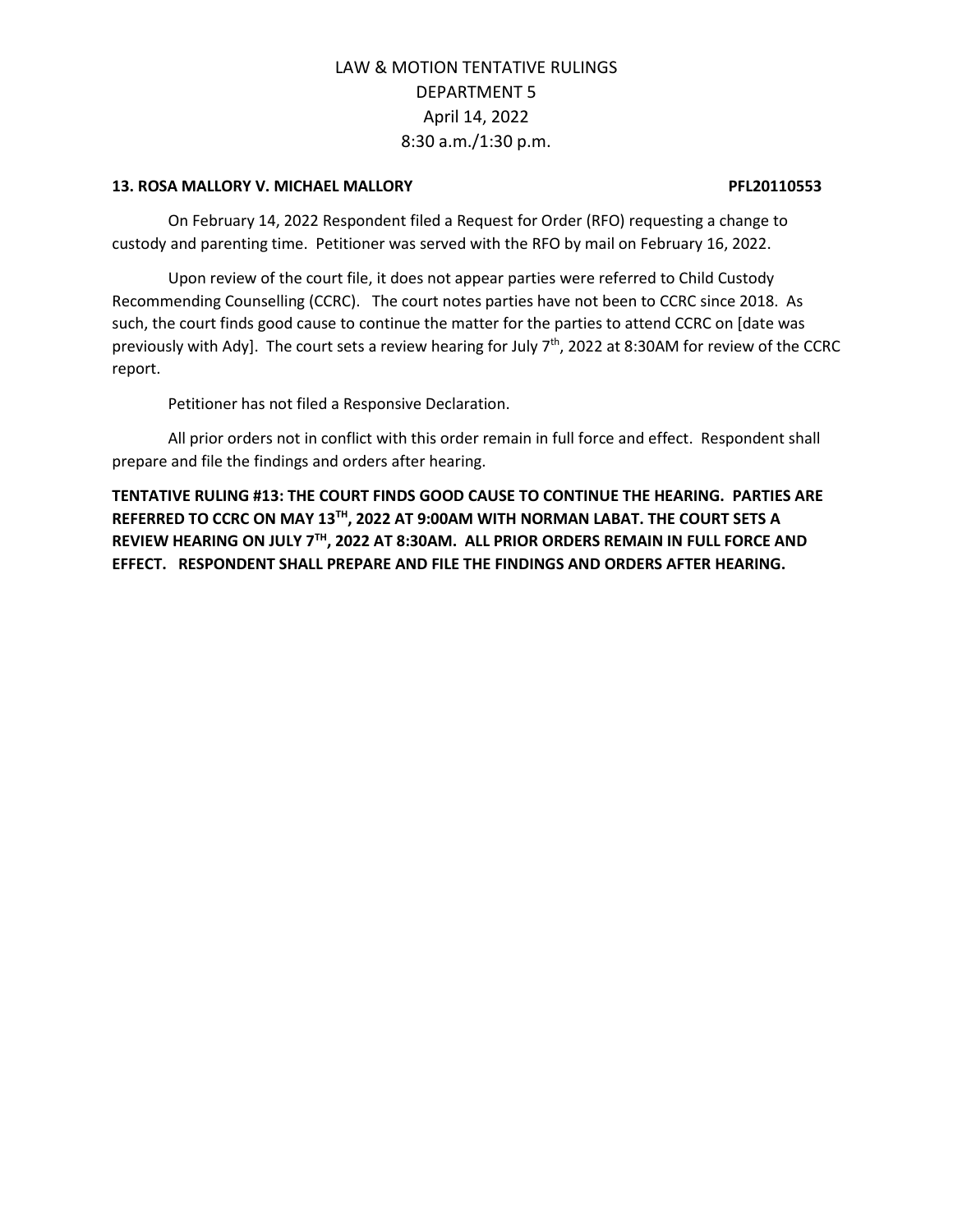LAW & MOTION TENTATIVE RULINGS
DEPARTMENT 5
April 14, 2022
8:30 a.m./1:30 p.m.

**13. ROSA MALLORY V. MICHAEL MALLORY PFL20110553**

On February 14, 2022 Respondent filed a Request for Order (RFO) requesting a change to custody and parenting time. Petitioner was served with the RFO by mail on February 16, 2022.

Upon review of the court file, it does not appear parties were referred to Child Custody Recommending Counselling (CCRC). The court notes parties have not been to CCRC since 2018. As such, the court finds good cause to continue the matter for the parties to attend CCRC on [date was previously with Ady]. The court sets a review hearing for July 7th, 2022 at 8:30AM for review of the CCRC report.

Petitioner has not filed a Responsive Declaration.

All prior orders not in conflict with this order remain in full force and effect. Respondent shall prepare and file the findings and orders after hearing.

**TENTATIVE RULING #13: THE COURT FINDS GOOD CAUSE TO CONTINUE THE HEARING. PARTIES ARE REFERRED TO CCRC ON MAY 13TH, 2022 AT 9:00AM WITH NORMAN LABAT. THE COURT SETS A REVIEW HEARING ON JULY 7TH, 2022 AT 8:30AM. ALL PRIOR ORDERS REMAIN IN FULL FORCE AND EFFECT. RESPONDENT SHALL PREPARE AND FILE THE FINDINGS AND ORDERS AFTER HEARING.**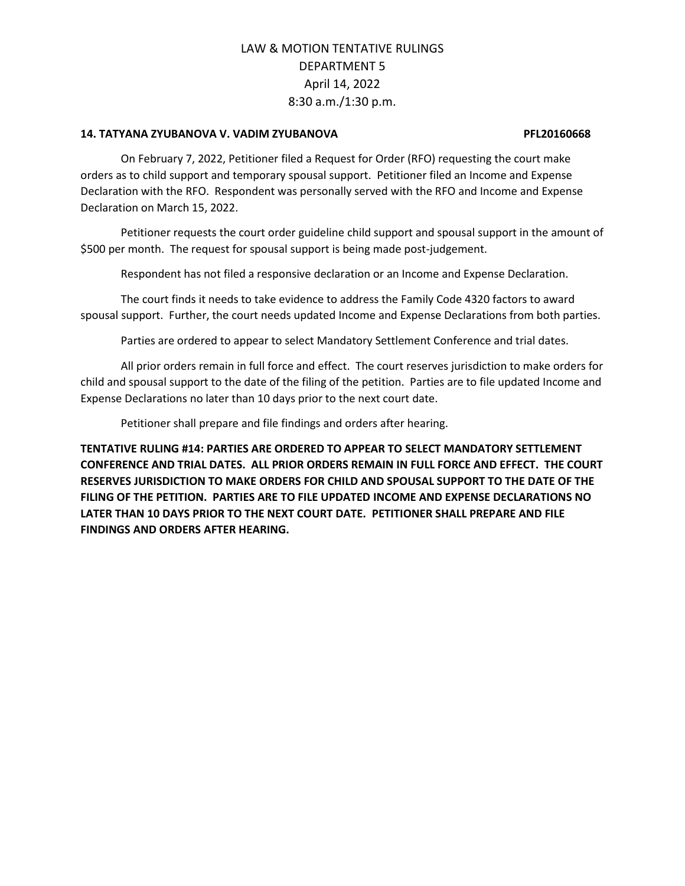LAW & MOTION TENTATIVE RULINGS
DEPARTMENT 5
April 14, 2022
8:30 a.m./1:30 p.m.

**14. TATYANA ZYUBANOVA V. VADIM ZYUBANOVA PFL20160668**

On February 7, 2022, Petitioner filed a Request for Order (RFO) requesting the court make orders as to child support and temporary spousal support. Petitioner filed an Income and Expense Declaration with the RFO. Respondent was personally served with the RFO and Income and Expense Declaration on March 15, 2022.

Petitioner requests the court order guideline child support and spousal support in the amount of $500 per month. The request for spousal support is being made post-judgement.

Respondent has not filed a responsive declaration or an Income and Expense Declaration.

The court finds it needs to take evidence to address the Family Code 4320 factors to award spousal support. Further, the court needs updated Income and Expense Declarations from both parties.

Parties are ordered to appear to select Mandatory Settlement Conference and trial dates.

All prior orders remain in full force and effect. The court reserves jurisdiction to make orders for child and spousal support to the date of the filing of the petition. Parties are to file updated Income and Expense Declarations no later than 10 days prior to the next court date.

Petitioner shall prepare and file findings and orders after hearing.

**TENTATIVE RULING #14: PARTIES ARE ORDERED TO APPEAR TO SELECT MANDATORY SETTLEMENT CONFERENCE AND TRIAL DATES. ALL PRIOR ORDERS REMAIN IN FULL FORCE AND EFFECT. THE COURT RESERVES JURISDICTION TO MAKE ORDERS FOR CHILD AND SPOUSAL SUPPORT TO THE DATE OF THE FILING OF THE PETITION. PARTIES ARE TO FILE UPDATED INCOME AND EXPENSE DECLARATIONS NO LATER THAN 10 DAYS PRIOR TO THE NEXT COURT DATE. PETITIONER SHALL PREPARE AND FILE FINDINGS AND ORDERS AFTER HEARING.**